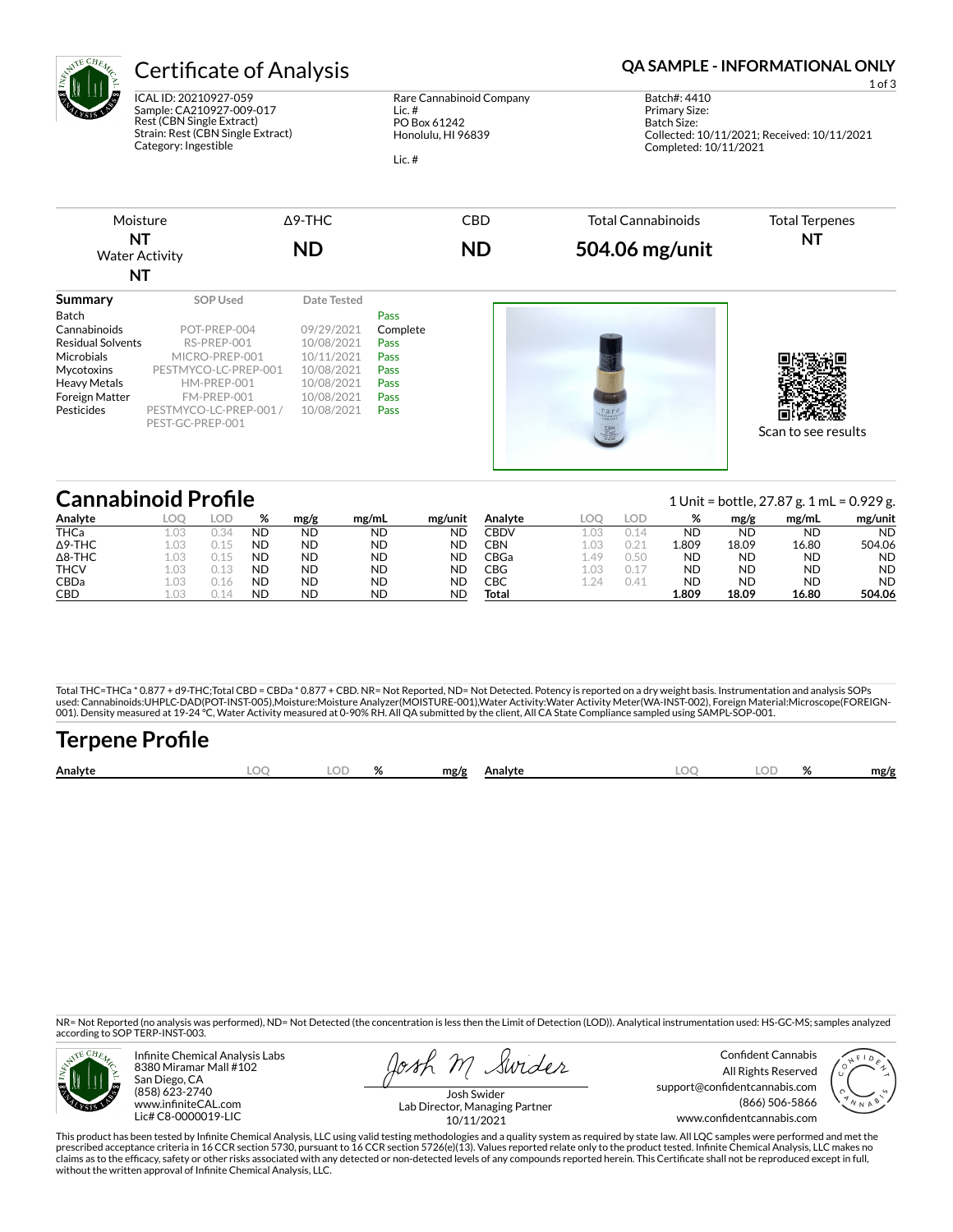# Certificate of Analysis

**QA SAMPLE - INFORMATIONAL ONLY**

ICAL ID: 20210927-059
Sample: CA210927-009-017
Rest (CBN Single Extract)
Strain: Rest (CBN Single Extract)
Category: Ingestible

Rare Cannabinoid Company
Lic. #
PO Box 61242
Honolulu, HI 96839

Lic. #

Batch#: 4410
Primary Size:
Batch Size:
Collected: 10/11/2021; Received: 10/11/2021
Completed: 10/11/2021

| Moisture | Δ9-THC | CBD | Total Cannabinoids | Total Terpenes |
|---|---|---|---|---|
| **NT** | **ND** | **ND** | **504.06 mg/unit** | **NT** |
| Water Activity **NT** | | | | |

## Summary

| | SOP Used | Date Tested | |
|---|---|---|---|
| Batch | | | Pass |
| Cannabinoids | POT-PREP-004 | 09/29/2021 | Complete |
| Residual Solvents | RS-PREP-001 | 10/08/2021 | Pass |
| Microbials | MICRO-PREP-001 | 10/11/2021 | Pass |
| Mycotoxins | PESTMYCO-LC-PREP-001 | 10/08/2021 | Pass |
| Heavy Metals | HM-PREP-001 | 10/08/2021 | Pass |
| Foreign Matter | FM-PREP-001 | 10/08/2021 | Pass |
| Pesticides | PESTMYCO-LC-PREP-001 / PEST-GC-PREP-001 | 10/08/2021 | Pass |

Scan to see results

## Cannabinoid Profile

1 Unit = bottle, 27.87 g. 1 mL = 0.929 g.

| Analyte | LOQ | LOD | % | mg/g | mg/mL | mg/unit |
|---|---|---|---|---|---|---|
| THCa | 1.03 | 0.34 | ND | ND | ND | ND |
| Δ9-THC | 1.03 | 0.15 | ND | ND | ND | ND |
| Δ8-THC | 1.03 | 0.15 | ND | ND | ND | ND |
| THCV | 1.03 | 0.13 | ND | ND | ND | ND |
| CBDa | 1.03 | 0.16 | ND | ND | ND | ND |
| CBD | 1.03 | 0.14 | ND | ND | ND | ND |
| CBDV | 1.03 | 0.14 | ND | ND | ND | ND |
| CBN | 1.03 | 0.21 | 1.809 | 18.09 | 16.80 | 504.06 |
| CBGa | 1.49 | 0.50 | ND | ND | ND | ND |
| CBG | 1.03 | 0.17 | ND | ND | ND | ND |
| CBC | 1.24 | 0.41 | ND | ND | ND | ND |
| **Total** | | | **1.809** | **18.09** | **16.80** | **504.06** |

Total THC=THCa * 0.877 + d9-THC;Total CBD = CBDa * 0.877 + CBD. NR= Not Reported, ND= Not Detected. Potency is reported on a dry weight basis. Instrumentation and analysis SOPs used: Cannabinoids:UHPLC-DAD(POT-INST-005),Moisture:Moisture Analyzer(MOISTURE-001),Water Activity:Water Activity Meter(WA-INST-002), Foreign Material:Microscope(FOREIGN-001). Density measured at 19-24 °C, Water Activity measured at 0-90% RH. All QA submitted by the client, All CA State Compliance sampled using SAMPL-SOP-001.

## Terpene Profile

| Analyte | LOQ | LOD | % | mg/g | Analyte | LOQ | LOD | % | mg/g |
|---|---|---|---|---|---|---|---|---|---|

NR= Not Reported (no analysis was performed), ND= Not Detected (the concentration is less then the Limit of Detection (LOD)). Analytical instrumentation used: HS-GC-MS; samples analyzed according to SOP TERP-INST-003.

Infinite Chemical Analysis Labs
8380 Miramar Mall #102
San Diego, CA
(858) 623-2740
www.infiniteCAL.com
Lic# C8-0000019-LIC

Josh Swider
Lab Director, Managing Partner
10/11/2021

Confident Cannabis
All Rights Reserved
support@confidentcannabis.com
(866) 506-5866
www.confidentcannabis.com

This product has been tested by Infinite Chemical Analysis, LLC using valid testing methodologies and a quality system as required by state law. All LQC samples were performed and met the prescribed acceptance criteria in 16 CCR section 5730, pursuant to 16 CCR section 5726(e)(13). Values reported relate only to the product tested. Infinite Chemical Analysis, LLC makes no claims as to the efficacy, safety or other risks associated with any detected or non-detected levels of any compounds reported herein. This Certificate shall not be reproduced except in full, without the written approval of Infinite Chemical Analysis, LLC.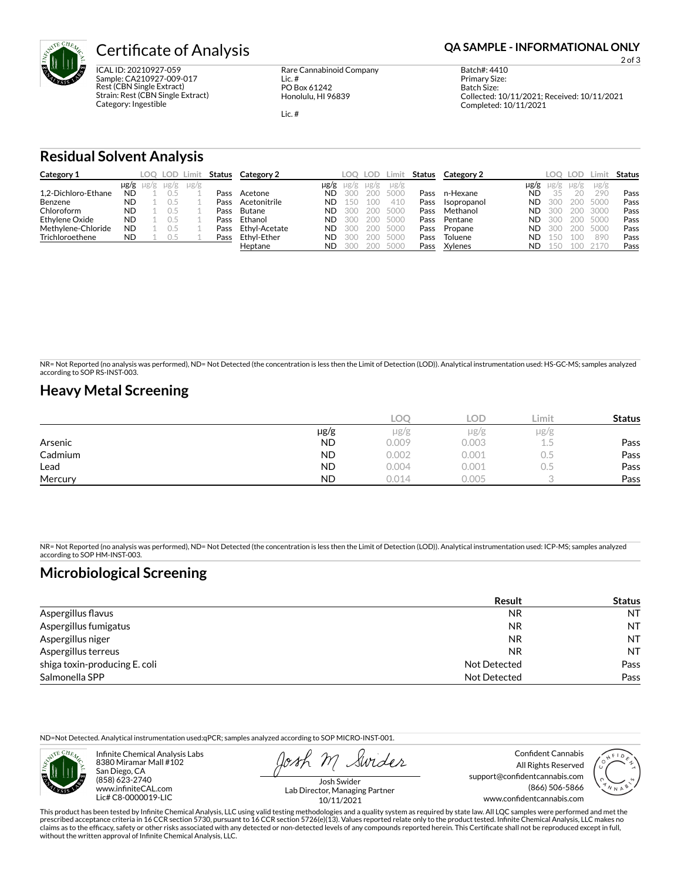# Certificate of Analysis

**QA SAMPLE - INFORMATIONAL ONLY**

ICAL ID: 20210927-059
Sample: CA210927-009-017
Rest (CBN Single Extract)
Strain: Rest (CBN Single Extract)
Category: Ingestible

Rare Cannabinoid Company
Lic. #
PO Box 61242
Honolulu, HI 96839

Lic. #

Batch#: 4410
Primary Size:
Batch Size:
Collected: 10/11/2021; Received: 10/11/2021
Completed: 10/11/2021

## Residual Solvent Analysis

| Category 1 | μg/g | LOQ μg/g | LOD μg/g | Limit μg/g | Status |
|---|---|---|---|---|---|
| 1,2-Dichloro-Ethane | ND | 1 | 0.5 | 1 | Pass |
| Benzene | ND | 1 | 0.5 | 1 | Pass |
| Chloroform | ND | 1 | 0.5 | 1 | Pass |
| Ethylene Oxide | ND | 1 | 0.5 | 1 | Pass |
| Methylene-Chloride | ND | 1 | 0.5 | 1 | Pass |
| Trichloroethene | ND | 1 | 0.5 | 1 | Pass |

| Category 2 | μg/g | LOQ μg/g | LOD μg/g | Limit μg/g | Status |
|---|---|---|---|---|---|
| Acetone | ND | 300 | 200 | 5000 | Pass |
| Acetonitrile | ND | 150 | 100 | 410 | Pass |
| Butane | ND | 300 | 200 | 5000 | Pass |
| Ethanol | ND | 300 | 200 | 5000 | Pass |
| Ethyl-Acetate | ND | 300 | 200 | 5000 | Pass |
| Ethyl-Ether | ND | 300 | 200 | 5000 | Pass |
| Heptane | ND | 300 | 200 | 5000 | Pass |
| n-Hexane | ND | 35 | 20 | 290 | Pass |
| Isopropanol | ND | 300 | 200 | 5000 | Pass |
| Methanol | ND | 300 | 200 | 3000 | Pass |
| Pentane | ND | 300 | 200 | 5000 | Pass |
| Propane | ND | 300 | 200 | 5000 | Pass |
| Toluene | ND | 150 | 100 | 890 | Pass |
| Xylenes | ND | 150 | 100 | 2170 | Pass |

NR= Not Reported (no analysis was performed), ND= Not Detected (the concentration is less then the Limit of Detection (LOD)). Analytical instrumentation used: HS-GC-MS; samples analyzed according to SOP RS-INST-003.

## Heavy Metal Screening

| | μg/g | LOQ μg/g | LOD μg/g | Limit μg/g | Status |
|---|---|---|---|---|---|
| Arsenic | ND | 0.009 | 0.003 | 1.5 | Pass |
| Cadmium | ND | 0.002 | 0.001 | 0.5 | Pass |
| Lead | ND | 0.004 | 0.001 | 0.5 | Pass |
| Mercury | ND | 0.014 | 0.005 | 3 | Pass |

NR= Not Reported (no analysis was performed), ND= Not Detected (the concentration is less then the Limit of Detection (LOD)). Analytical instrumentation used: ICP-MS; samples analyzed according to SOP HM-INST-003.

## Microbiological Screening

| | Result | Status |
|---|---|---|
| Aspergillus flavus | NR | NT |
| Aspergillus fumigatus | NR | NT |
| Aspergillus niger | NR | NT |
| Aspergillus terreus | NR | NT |
| shiga toxin-producing E. coli | Not Detected | Pass |
| Salmonella SPP | Not Detected | Pass |

ND=Not Detected. Analytical instrumentation used:qPCR; samples analyzed according to SOP MICRO-INST-001.

Infinite Chemical Analysis Labs
8380 Miramar Mall #102
San Diego, CA
(858) 623-2740
www.infiniteCAL.com
Lic# C8-0000019-LIC

Josh Swider
Lab Director, Managing Partner
10/11/2021

Confident Cannabis
All Rights Reserved
support@confidentcannabis.com
(866) 506-5866
www.confidentcannabis.com

This product has been tested by Infinite Chemical Analysis, LLC using valid testing methodologies and a quality system as required by state law. All LQC samples were performed and met the prescribed acceptance criteria in 16 CCR section 5730, pursuant to 16 CCR section 5726(e)(13). Values reported relate only to the product tested. Infinite Chemical Analysis, LLC makes no claims as to the efficacy, safety or other risks associated with any detected or non-detected levels of any compounds reported herein. This Certificate shall not be reproduced except in full, without the written approval of Infinite Chemical Analysis, LLC.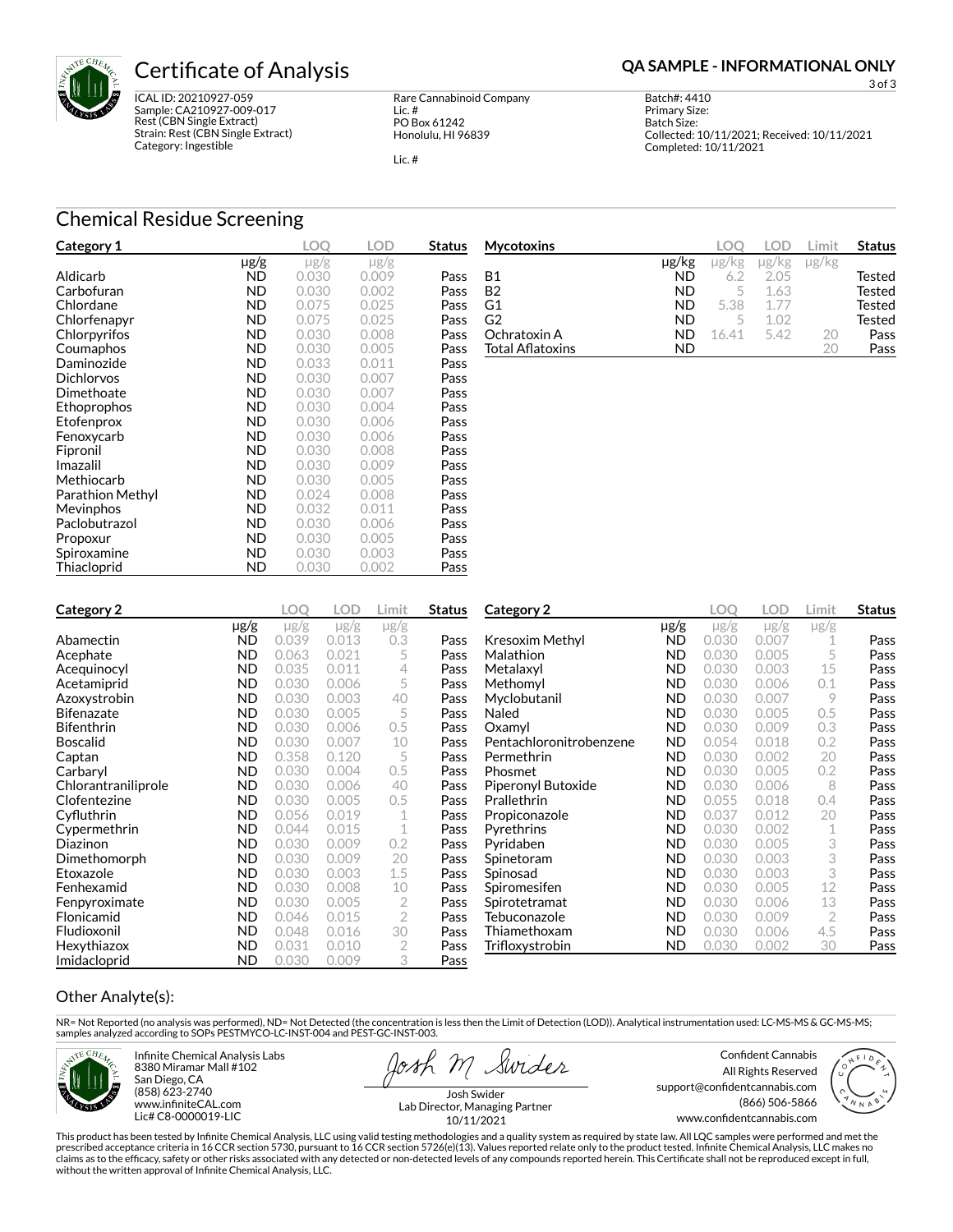# Certificate of Analysis

**QA SAMPLE - INFORMATIONAL ONLY**

ICAL ID: 20210927-059
Sample: CA210927-009-017
Rest (CBN Single Extract)
Strain: Rest (CBN Single Extract)
Category: Ingestible

Rare Cannabinoid Company
Lic. #
PO Box 61242
Honolulu, HI 96839

Lic. #

Batch#: 4410
Primary Size:
Batch Size:
Collected: 10/11/2021; Received: 10/11/2021
Completed: 10/11/2021

## Chemical Residue Screening

| Category 1 | | LOQ | LOD | Status |
|---|---|---|---|---|
| | μg/g | μg/g | μg/g | |
| Aldicarb | ND | 0.030 | 0.009 | Pass |
| Carbofuran | ND | 0.030 | 0.002 | Pass |
| Chlordane | ND | 0.075 | 0.025 | Pass |
| Chlorfenapyr | ND | 0.075 | 0.025 | Pass |
| Chlorpyrifos | ND | 0.030 | 0.008 | Pass |
| Coumaphos | ND | 0.030 | 0.005 | Pass |
| Daminozide | ND | 0.033 | 0.011 | Pass |
| Dichlorvos | ND | 0.030 | 0.007 | Pass |
| Dimethoate | ND | 0.030 | 0.007 | Pass |
| Ethoprophos | ND | 0.030 | 0.004 | Pass |
| Etofenprox | ND | 0.030 | 0.006 | Pass |
| Fenoxycarb | ND | 0.030 | 0.006 | Pass |
| Fipronil | ND | 0.030 | 0.008 | Pass |
| Imazalil | ND | 0.030 | 0.009 | Pass |
| Methiocarb | ND | 0.030 | 0.005 | Pass |
| Parathion Methyl | ND | 0.024 | 0.008 | Pass |
| Mevinphos | ND | 0.032 | 0.011 | Pass |
| Paclobutrazol | ND | 0.030 | 0.006 | Pass |
| Propoxur | ND | 0.030 | 0.005 | Pass |
| Spiroxamine | ND | 0.030 | 0.003 | Pass |
| Thiacloprid | ND | 0.030 | 0.002 | Pass |

| Mycotoxins | | LOQ | LOD | Limit | Status |
|---|---|---|---|---|---|
| | μg/kg | μg/kg | μg/kg | μg/kg | |
| B1 | ND | 6.2 | 2.05 | | Tested |
| B2 | ND | 5 | 1.63 | | Tested |
| G1 | ND | 5.38 | 1.77 | | Tested |
| G2 | ND | 5 | 1.02 | | Tested |
| Ochratoxin A | ND | 16.41 | 5.42 | 20 | Pass |
| Total Aflatoxins | ND | | | 20 | Pass |

| Category 2 | | LOQ | LOD | Limit | Status |
|---|---|---|---|---|---|
| | μg/g | μg/g | μg/g | μg/g | |
| Abamectin | ND | 0.039 | 0.013 | 0.3 | Pass |
| Acephate | ND | 0.063 | 0.021 | 5 | Pass |
| Acequinocyl | ND | 0.035 | 0.011 | 4 | Pass |
| Acetamiprid | ND | 0.030 | 0.006 | 5 | Pass |
| Azoxystrobin | ND | 0.030 | 0.003 | 40 | Pass |
| Bifenazate | ND | 0.030 | 0.005 | 5 | Pass |
| Bifenthrin | ND | 0.030 | 0.006 | 0.5 | Pass |
| Boscalid | ND | 0.030 | 0.007 | 10 | Pass |
| Captan | ND | 0.358 | 0.120 | 5 | Pass |
| Carbaryl | ND | 0.030 | 0.004 | 0.5 | Pass |
| Chlorantraniliprole | ND | 0.030 | 0.006 | 40 | Pass |
| Clofentezine | ND | 0.030 | 0.005 | 0.5 | Pass |
| Cyfluthrin | ND | 0.056 | 0.019 | 1 | Pass |
| Cypermethrin | ND | 0.044 | 0.015 | 1 | Pass |
| Diazinon | ND | 0.030 | 0.009 | 0.2 | Pass |
| Dimethomorph | ND | 0.030 | 0.009 | 20 | Pass |
| Etoxazole | ND | 0.030 | 0.003 | 1.5 | Pass |
| Fenhexamid | ND | 0.030 | 0.008 | 10 | Pass |
| Fenpyroximate | ND | 0.030 | 0.005 | 2 | Pass |
| Flonicamid | ND | 0.046 | 0.015 | 2 | Pass |
| Fludioxonil | ND | 0.048 | 0.016 | 30 | Pass |
| Hexythiazox | ND | 0.031 | 0.010 | 2 | Pass |
| Imidacloprid | ND | 0.030 | 0.009 | 3 | Pass |
| Kresoxim Methyl | ND | 0.030 | 0.007 | 1 | Pass |
| Malathion | ND | 0.030 | 0.005 | 5 | Pass |
| Metalaxyl | ND | 0.030 | 0.003 | 15 | Pass |
| Methomyl | ND | 0.030 | 0.006 | 0.1 | Pass |
| Myclobutanil | ND | 0.030 | 0.007 | 9 | Pass |
| Naled | ND | 0.030 | 0.005 | 0.5 | Pass |
| Oxamyl | ND | 0.030 | 0.009 | 0.3 | Pass |
| Pentachloronitrobenzene | ND | 0.054 | 0.018 | 0.2 | Pass |
| Permethrin | ND | 0.030 | 0.002 | 20 | Pass |
| Phosmet | ND | 0.030 | 0.005 | 0.2 | Pass |
| Piperonyl Butoxide | ND | 0.030 | 0.006 | 8 | Pass |
| Prallethrin | ND | 0.055 | 0.018 | 0.4 | Pass |
| Propiconazole | ND | 0.037 | 0.012 | 20 | Pass |
| Pyrethrins | ND | 0.030 | 0.002 | 1 | Pass |
| Pyridaben | ND | 0.030 | 0.005 | 3 | Pass |
| Spinetoram | ND | 0.030 | 0.003 | 3 | Pass |
| Spinosad | ND | 0.030 | 0.003 | 3 | Pass |
| Spiromesifen | ND | 0.030 | 0.005 | 12 | Pass |
| Spirotetramat | ND | 0.030 | 0.006 | 13 | Pass |
| Tebuconazole | ND | 0.030 | 0.009 | 2 | Pass |
| Thiamethoxam | ND | 0.030 | 0.006 | 4.5 | Pass |
| Trifloxystrobin | ND | 0.030 | 0.002 | 30 | Pass |

### Other Analyte(s):

NR= Not Reported (no analysis was performed), ND= Not Detected (the concentration is less then the Limit of Detection (LOD)). Analytical instrumentation used: LC-MS-MS & GC-MS-MS; samples analyzed according to SOPs PESTMYCO-LC-INST-004 and PEST-GC-INST-003.

Infinite Chemical Analysis Labs
8380 Miramar Mall #102
San Diego, CA
(858) 623-2740
www.infiniteCAL.com
Lic# C8-0000019-LIC

Josh M Swider
Josh Swider
Lab Director, Managing Partner
10/11/2021

Confident Cannabis
All Rights Reserved
support@confidentcannabis.com
(866) 506-5866
www.confidentcannabis.com

This product has been tested by Infinite Chemical Analysis, LLC using valid testing methodologies and a quality system as required by state law. All LQC samples were performed and met the prescribed acceptance criteria in 16 CCR section 5730, pursuant to 16 CCR section 5726(e)(13). Values reported relate only to the product tested. Infinite Chemical Analysis, LLC makes no claims as to the efficacy, safety or other risks associated with any detected or non-detected levels of any compounds reported herein. This Certificate shall not be reproduced except in full, without the written approval of Infinite Chemical Analysis, LLC.